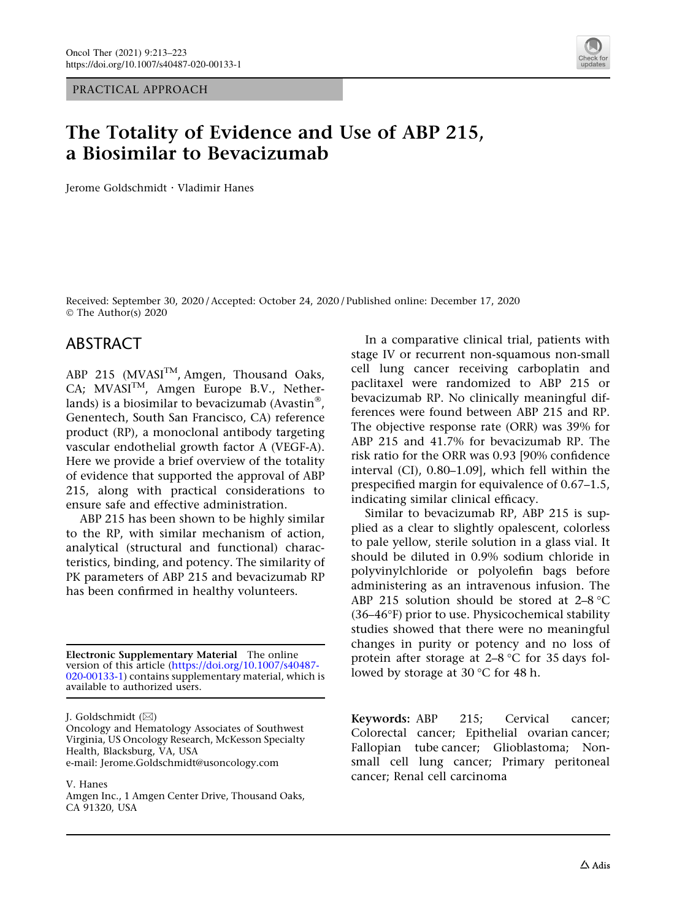PRACTICAL APPROACH

# The Totality of Evidence and Use of ABP 215, a Biosimilar to Bevacizumab

Jerome Goldschmidt · Vladimir Hanes

Received: September 30, 2020 / Accepted: October 24, 2020 / Published online: December 17, 2020
© The Author(s) 2020

## ABSTRACT

ABP 215 (MVASI™, Amgen, Thousand Oaks, CA; MVASI™, Amgen Europe B.V., Netherlands) is a biosimilar to bevacizumab (Avastin®, Genentech, South San Francisco, CA) reference product (RP), a monoclonal antibody targeting vascular endothelial growth factor A (VEGF-A). Here we provide a brief overview of the totality of evidence that supported the approval of ABP 215, along with practical considerations to ensure safe and effective administration.

ABP 215 has been shown to be highly similar to the RP, with similar mechanism of action, analytical (structural and functional) characteristics, binding, and potency. The similarity of PK parameters of ABP 215 and bevacizumab RP has been confirmed in healthy volunteers.

In a comparative clinical trial, patients with stage IV or recurrent non-squamous non-small cell lung cancer receiving carboplatin and paclitaxel were randomized to ABP 215 or bevacizumab RP. No clinically meaningful differences were found between ABP 215 and RP. The objective response rate (ORR) was 39% for ABP 215 and 41.7% for bevacizumab RP. The risk ratio for the ORR was 0.93 [90% confidence interval (CI), 0.80–1.09], which fell within the prespecified margin for equivalence of 0.67–1.5, indicating similar clinical efficacy.

Similar to bevacizumab RP, ABP 215 is supplied as a clear to slightly opalescent, colorless to pale yellow, sterile solution in a glass vial. It should be diluted in 0.9% sodium chloride in polyvinylchloride or polyolefin bags before administering as an intravenous infusion. The ABP 215 solution should be stored at 2–8 °C (36–46°F) prior to use. Physicochemical stability studies showed that there were no meaningful changes in purity or potency and no loss of protein after storage at 2–8 °C for 35 days followed by storage at 30 °C for 48 h.

**Keywords:** ABP 215; Cervical cancer; Colorectal cancer; Epithelial ovarian cancer; Fallopian tube cancer; Glioblastoma; Non-small cell lung cancer; Primary peritoneal cancer; Renal cell carcinoma

**Electronic Supplementary Material** The online version of this article (https://doi.org/10.1007/s40487-020-00133-1) contains supplementary material, which is available to authorized users.

J. Goldschmidt (✉)
Oncology and Hematology Associates of Southwest Virginia, US Oncology Research, McKesson Specialty Health, Blacksburg, VA, USA
e-mail: Jerome.Goldschmidt@usoncology.com

V. Hanes
Amgen Inc., 1 Amgen Center Drive, Thousand Oaks, CA 91320, USA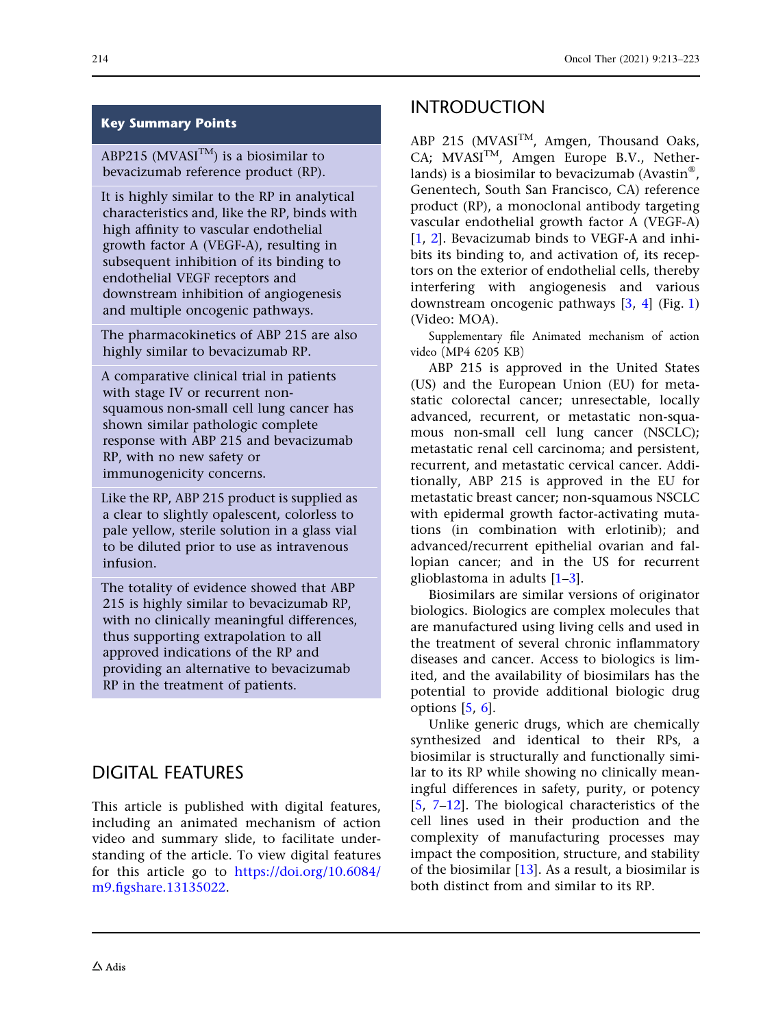## Key Summary Points

- ABP215 (MVASI™) is a biosimilar to bevacizumab reference product (RP).
- It is highly similar to the RP in analytical characteristics and, like the RP, binds with high affinity to vascular endothelial growth factor A (VEGF-A), resulting in subsequent inhibition of its binding to endothelial VEGF receptors and downstream inhibition of angiogenesis and multiple oncogenic pathways.
- The pharmacokinetics of ABP 215 are also highly similar to bevacizumab RP.
- A comparative clinical trial in patients with stage IV or recurrent non-squamous non-small cell lung cancer has shown similar pathologic complete response with ABP 215 and bevacizumab RP, with no new safety or immunogenicity concerns.
- Like the RP, ABP 215 product is supplied as a clear to slightly opalescent, colorless to pale yellow, sterile solution in a glass vial to be diluted prior to use as intravenous infusion.
- The totality of evidence showed that ABP 215 is highly similar to bevacizumab RP, with no clinically meaningful differences, thus supporting extrapolation to all approved indications of the RP and providing an alternative to bevacizumab RP in the treatment of patients.

## DIGITAL FEATURES

This article is published with digital features, including an animated mechanism of action video and summary slide, to facilitate understanding of the article. To view digital features for this article go to https://doi.org/10.6084/m9.figshare.13135022.

## INTRODUCTION

ABP 215 (MVASI™, Amgen, Thousand Oaks, CA; MVASI™, Amgen Europe B.V., Netherlands) is a biosimilar to bevacizumab (Avastin®, Genentech, South San Francisco, CA) reference product (RP), a monoclonal antibody targeting vascular endothelial growth factor A (VEGF-A) [1, 2]. Bevacizumab binds to VEGF-A and inhibits its binding to, and activation of, its receptors on the exterior of endothelial cells, thereby interfering with angiogenesis and various downstream oncogenic pathways [3, 4] (Fig. 1) (Video: MOA).

Supplementary file Animated mechanism of action video (MP4 6205 KB)

ABP 215 is approved in the United States (US) and the European Union (EU) for metastatic colorectal cancer; unresectable, locally advanced, recurrent, or metastatic non-squamous non-small cell lung cancer (NSCLC); metastatic renal cell carcinoma; and persistent, recurrent, and metastatic cervical cancer. Additionally, ABP 215 is approved in the EU for metastatic breast cancer; non-squamous NSCLC with epidermal growth factor-activating mutations (in combination with erlotinib); and advanced/recurrent epithelial ovarian and fallopian cancer; and in the US for recurrent glioblastoma in adults [1–3].

Biosimilars are similar versions of originator biologics. Biologics are complex molecules that are manufactured using living cells and used in the treatment of several chronic inflammatory diseases and cancer. Access to biologics is limited, and the availability of biosimilars has the potential to provide additional biologic drug options [5, 6].

Unlike generic drugs, which are chemically synthesized and identical to their RPs, a biosimilar is structurally and functionally similar to its RP while showing no clinically meaningful differences in safety, purity, or potency [5, 7–12]. The biological characteristics of the cell lines used in their production and the complexity of manufacturing processes may impact the composition, structure, and stability of the biosimilar [13]. As a result, a biosimilar is both distinct from and similar to its RP.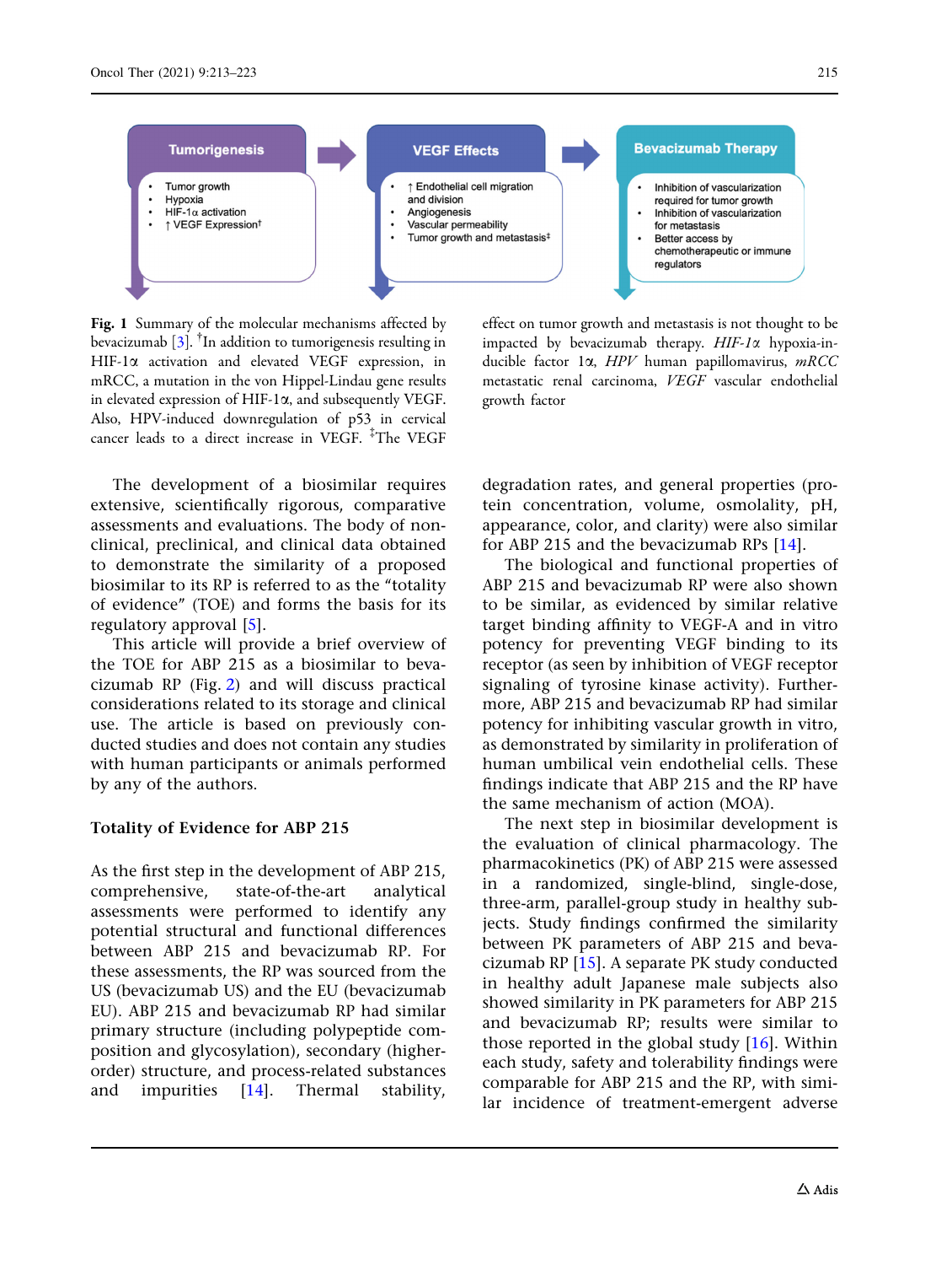**Tumorigenesis**

- Tumor growth
- Hypoxia
- HIF-1α activation
- ↑ VEGF Expression†

**VEGF Effects**

- ↑ Endothelial cell migration and division
- Angiogenesis
- Vascular permeability
- Tumor growth and metastasis‡

**Bevacizumab Therapy**

- Inhibition of vascularization required for tumor growth
- Inhibition of vascularization for metastasis
- Better access by chemotherapeutic or immune regulators

**Fig. 1** Summary of the molecular mechanisms affected by bevacizumab [3]. †In addition to tumorigenesis resulting in HIF-1α activation and elevated VEGF expression, in mRCC, a mutation in the von Hippel-Lindau gene results in elevated expression of HIF-1α, and subsequently VEGF. Also, HPV-induced downregulation of p53 in cervical cancer leads to a direct increase in VEGF. ‡The VEGF effect on tumor growth and metastasis is not thought to be impacted by bevacizumab therapy. *HIF-1α* hypoxia-inducible factor 1α, *HPV* human papillomavirus, *mRCC* metastatic renal carcinoma, *VEGF* vascular endothelial growth factor

The development of a biosimilar requires extensive, scientifically rigorous, comparative assessments and evaluations. The body of nonclinical, preclinical, and clinical data obtained to demonstrate the similarity of a proposed biosimilar to its RP is referred to as the "totality of evidence" (TOE) and forms the basis for its regulatory approval [5].

This article will provide a brief overview of the TOE for ABP 215 as a biosimilar to bevacizumab RP (Fig. 2) and will discuss practical considerations related to its storage and clinical use. The article is based on previously conducted studies and does not contain any studies with human participants or animals performed by any of the authors.

## Totality of Evidence for ABP 215

As the first step in the development of ABP 215, comprehensive, state-of-the-art analytical assessments were performed to identify any potential structural and functional differences between ABP 215 and bevacizumab RP. For these assessments, the RP was sourced from the US (bevacizumab US) and the EU (bevacizumab EU). ABP 215 and bevacizumab RP had similar primary structure (including polypeptide composition and glycosylation), secondary (higher-order) structure, and process-related substances and impurities [14]. Thermal stability, degradation rates, and general properties (protein concentration, volume, osmolality, pH, appearance, color, and clarity) were also similar for ABP 215 and the bevacizumab RPs [14].

The biological and functional properties of ABP 215 and bevacizumab RP were also shown to be similar, as evidenced by similar relative target binding affinity to VEGF-A and in vitro potency for preventing VEGF binding to its receptor (as seen by inhibition of VEGF receptor signaling of tyrosine kinase activity). Furthermore, ABP 215 and bevacizumab RP had similar potency for inhibiting vascular growth in vitro, as demonstrated by similarity in proliferation of human umbilical vein endothelial cells. These findings indicate that ABP 215 and the RP have the same mechanism of action (MOA).

The next step in biosimilar development is the evaluation of clinical pharmacology. The pharmacokinetics (PK) of ABP 215 were assessed in a randomized, single-blind, single-dose, three-arm, parallel-group study in healthy subjects. Study findings confirmed the similarity between PK parameters of ABP 215 and bevacizumab RP [15]. A separate PK study conducted in healthy adult Japanese male subjects also showed similarity in PK parameters for ABP 215 and bevacizumab RP; results were similar to those reported in the global study [16]. Within each study, safety and tolerability findings were comparable for ABP 215 and the RP, with similar incidence of treatment-emergent adverse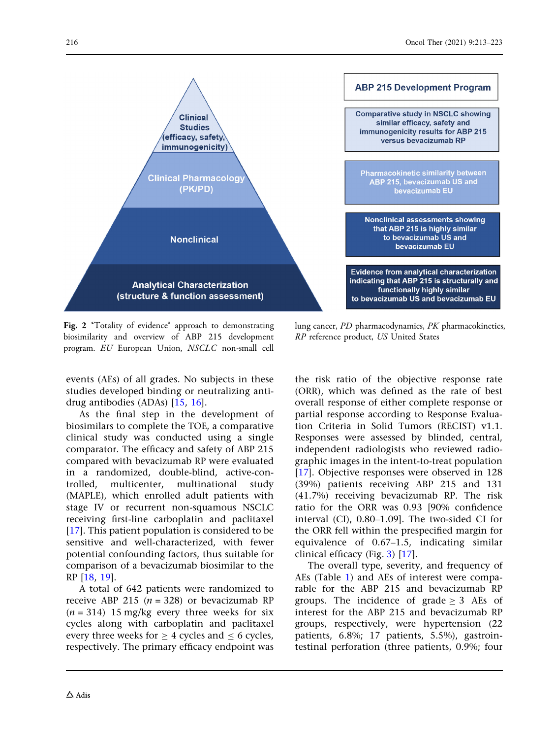Clinical Studies (efficacy, safety, immunogenicity)

Clinical Pharmacology (PK/PD)

Nonclinical

Analytical Characterization (structure & function assessment)

ABP 215 Development Program

Comparative study in NSCLC showing similar efficacy, safety and immunogenicity results for ABP 215 versus bevacizumab RP

Pharmacokinetic similarity between ABP 215, bevacizumab US and bevacizumab EU

Nonclinical assessments showing that ABP 215 is highly similar to bevacizumab US and bevacizumab EU

Evidence from analytical characterization indicating that ABP 215 is structurally and functionally highly similar to bevacizumab US and bevacizumab EU

**Fig. 2** "Totality of evidence" approach to demonstrating biosimilarity and overview of ABP 215 development program. *EU* European Union, *NSCLC* non-small cell lung cancer, *PD* pharmacodynamics, *PK* pharmacokinetics, *RP* reference product, *US* United States

events (AEs) of all grades. No subjects in these studies developed binding or neutralizing anti-drug antibodies (ADAs) [15, 16].

As the final step in the development of biosimilars to complete the TOE, a comparative clinical study was conducted using a single comparator. The efficacy and safety of ABP 215 compared with bevacizumab RP were evaluated in a randomized, double-blind, active-controlled, multicenter, multinational study (MAPLE), which enrolled adult patients with stage IV or recurrent non-squamous NSCLC receiving first-line carboplatin and paclitaxel [17]. This patient population is considered to be sensitive and well-characterized, with fewer potential confounding factors, thus suitable for comparison of a bevacizumab biosimilar to the RP [18, 19].

A total of 642 patients were randomized to receive ABP 215 ($n$ = 328) or bevacizumab RP ($n$ = 314) 15 mg/kg every three weeks for six cycles along with carboplatin and paclitaxel every three weeks for $\geq$ 4 cycles and $\leq$ 6 cycles, respectively. The primary efficacy endpoint was the risk ratio of the objective response rate (ORR), which was defined as the rate of best overall response of either complete response or partial response according to Response Evaluation Criteria in Solid Tumors (RECIST) v1.1. Responses were assessed by blinded, central, independent radiologists who reviewed radiographic images in the intent-to-treat population [17]. Objective responses were observed in 128 (39%) patients receiving ABP 215 and 131 (41.7%) receiving bevacizumab RP. The risk ratio for the ORR was 0.93 [90% confidence interval (CI), 0.80–1.09]. The two-sided CI for the ORR fell within the prespecified margin for equivalence of 0.67–1.5, indicating similar clinical efficacy (Fig. 3) [17].

The overall type, severity, and frequency of AEs (Table 1) and AEs of interest were comparable for the ABP 215 and bevacizumab RP groups. The incidence of grade $\geq$ 3 AEs of interest for the ABP 215 and bevacizumab RP groups, respectively, were hypertension (22 patients, 6.8%; 17 patients, 5.5%), gastrointestinal perforation (three patients, 0.9%; four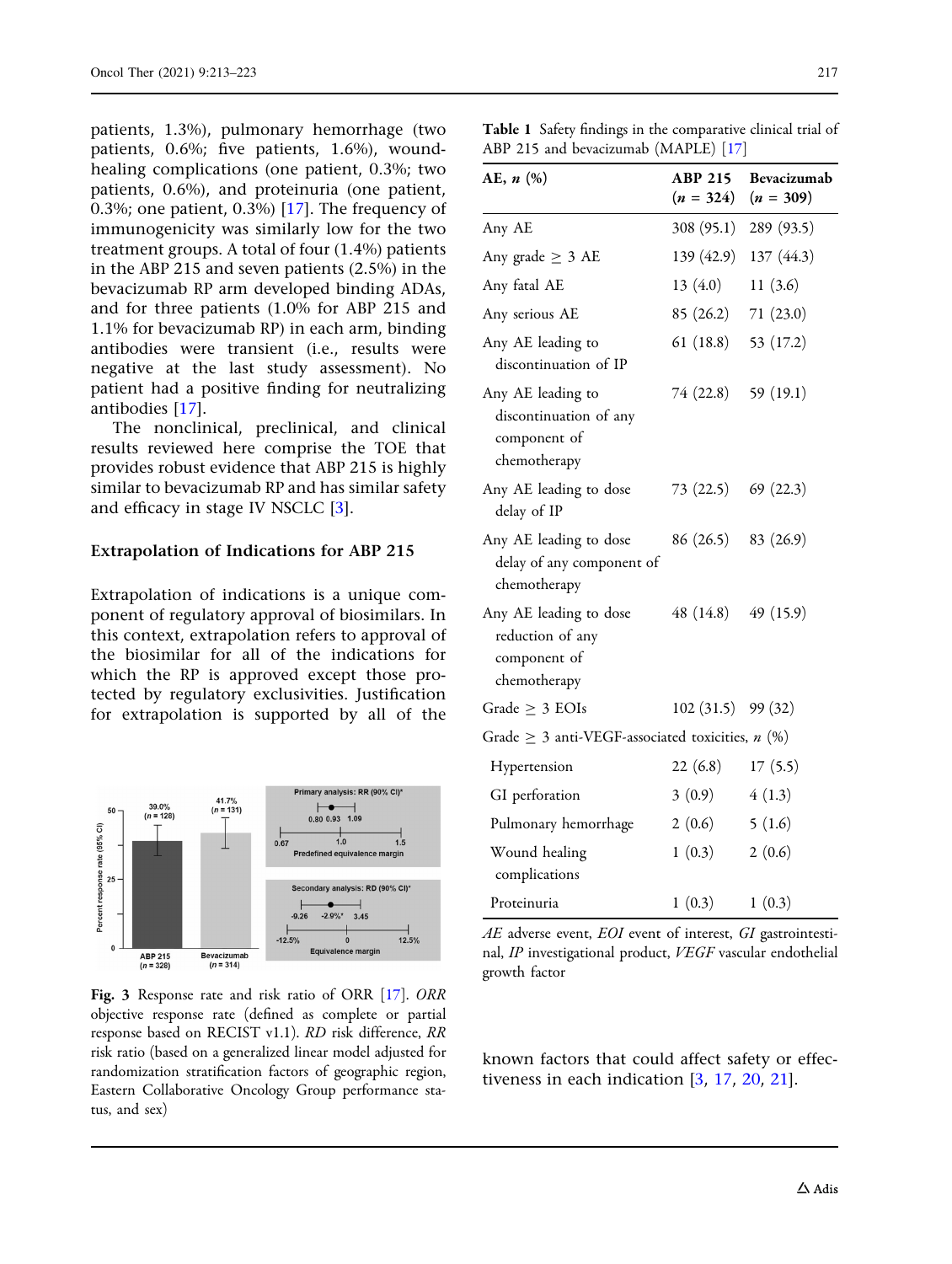patients, 1.3%), pulmonary hemorrhage (two patients, 0.6%; five patients, 1.6%), wound-healing complications (one patient, 0.3%; two patients, 0.6%), and proteinuria (one patient, 0.3%; one patient, 0.3%) [17]. The frequency of immunogenicity was similarly low for the two treatment groups. A total of four (1.4%) patients in the ABP 215 and seven patients (2.5%) in the bevacizumab RP arm developed binding ADAs, and for three patients (1.0% for ABP 215 and 1.1% for bevacizumab RP) in each arm, binding antibodies were transient (i.e., results were negative at the last study assessment). No patient had a positive finding for neutralizing antibodies [17].

The nonclinical, preclinical, and clinical results reviewed here comprise the TOE that provides robust evidence that ABP 215 is highly similar to bevacizumab RP and has similar safety and efficacy in stage IV NSCLC [3].

### Extrapolation of Indications for ABP 215

Extrapolation of indications is a unique component of regulatory approval of biosimilars. In this context, extrapolation refers to approval of the biosimilar for all of the indications for which the RP is approved except those protected by regulatory exclusivities. Justification for extrapolation is supported by all of the known factors that could affect safety or effectiveness in each indication [3, 17, 20, 21].

**Fig. 3** Response rate and risk ratio of ORR [17]. *ORR* objective response rate (defined as complete or partial response based on RECIST v1.1). *RD* risk difference, *RR* risk ratio (based on a generalized linear model adjusted for randomization stratification factors of geographic region, Eastern Collaborative Oncology Group performance status, and sex)

**Table 1** Safety findings in the comparative clinical trial of ABP 215 and bevacizumab (MAPLE) [17]

| AE, *n* (%) | ABP 215 (*n* = 324) | Bevacizumab (*n* = 309) |
|---|---|---|
| Any AE | 308 (95.1) | 289 (93.5) |
| Any grade ≥ 3 AE | 139 (42.9) | 137 (44.3) |
| Any fatal AE | 13 (4.0) | 11 (3.6) |
| Any serious AE | 85 (26.2) | 71 (23.0) |
| Any AE leading to discontinuation of IP | 61 (18.8) | 53 (17.2) |
| Any AE leading to discontinuation of any component of chemotherapy | 74 (22.8) | 59 (19.1) |
| Any AE leading to dose delay of IP | 73 (22.5) | 69 (22.3) |
| Any AE leading to dose delay of any component of chemotherapy | 86 (26.5) | 83 (26.9) |
| Any AE leading to dose reduction of any component of chemotherapy | 48 (14.8) | 49 (15.9) |
| Grade ≥ 3 EOIs | 102 (31.5) | 99 (32) |
| Grade ≥ 3 anti-VEGF-associated toxicities, *n* (%) | | |
| Hypertension | 22 (6.8) | 17 (5.5) |
| GI perforation | 3 (0.9) | 4 (1.3) |
| Pulmonary hemorrhage | 2 (0.6) | 5 (1.6) |
| Wound healing complications | 1 (0.3) | 2 (0.6) |
| Proteinuria | 1 (0.3) | 1 (0.3) |

*AE* adverse event, *EOI* event of interest, *GI* gastrointestinal, *IP* investigational product, *VEGF* vascular endothelial growth factor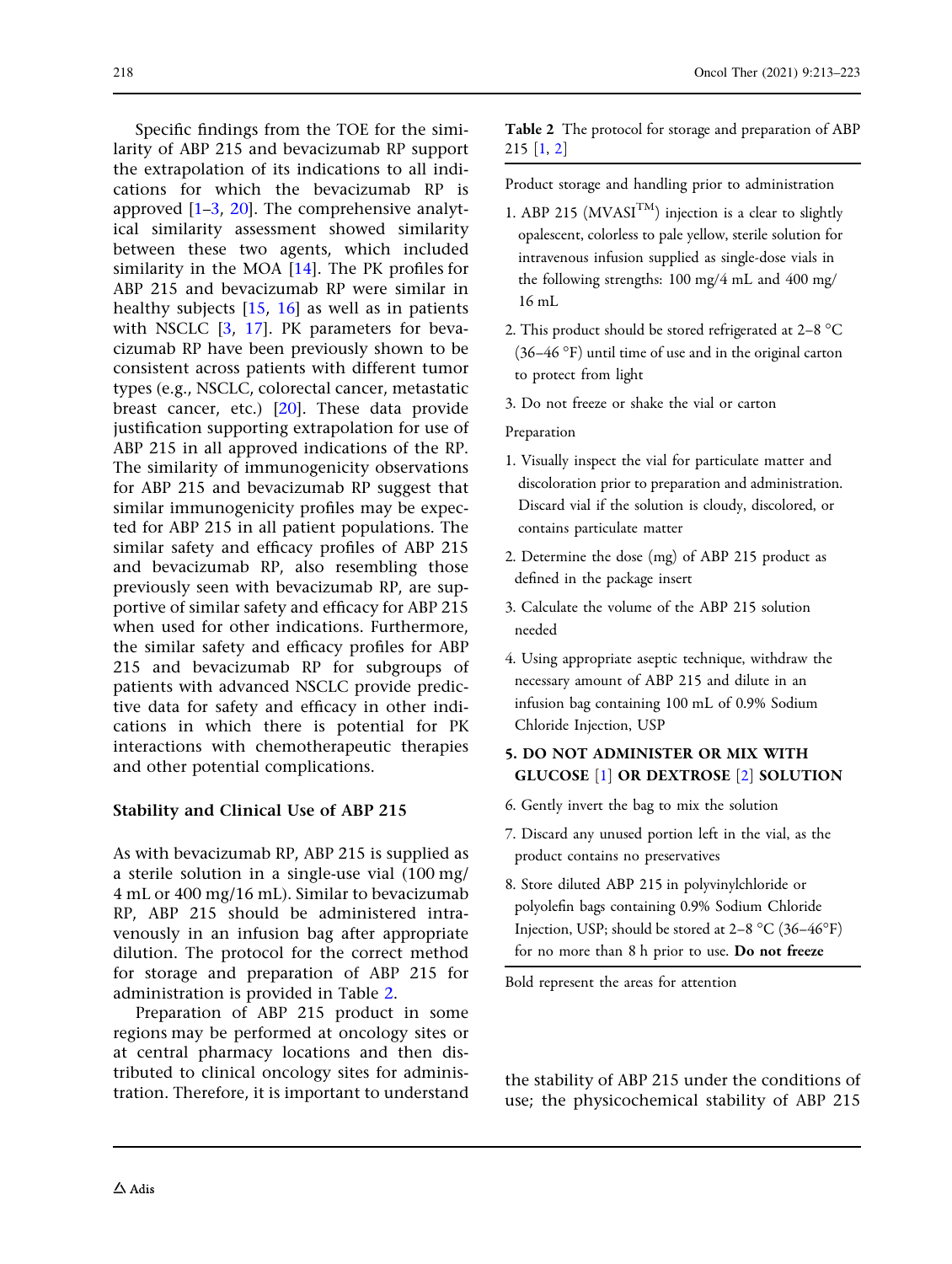Specific findings from the TOE for the similarity of ABP 215 and bevacizumab RP support the extrapolation of its indications to all indications for which the bevacizumab RP is approved [1–3, 20]. The comprehensive analytical similarity assessment showed similarity between these two agents, which included similarity in the MOA [14]. The PK profiles for ABP 215 and bevacizumab RP were similar in healthy subjects [15, 16] as well as in patients with NSCLC [3, 17]. PK parameters for bevacizumab RP have been previously shown to be consistent across patients with different tumor types (e.g., NSCLC, colorectal cancer, metastatic breast cancer, etc.) [20]. These data provide justification supporting extrapolation for use of ABP 215 in all approved indications of the RP. The similarity of immunogenicity observations for ABP 215 and bevacizumab RP suggest that similar immunogenicity profiles may be expected for ABP 215 in all patient populations. The similar safety and efficacy profiles of ABP 215 and bevacizumab RP, also resembling those previously seen with bevacizumab RP, are supportive of similar safety and efficacy for ABP 215 when used for other indications. Furthermore, the similar safety and efficacy profiles for ABP 215 and bevacizumab RP for subgroups of patients with advanced NSCLC provide predictive data for safety and efficacy in other indications in which there is potential for PK interactions with chemotherapeutic therapies and other potential complications.

## Stability and Clinical Use of ABP 215

As with bevacizumab RP, ABP 215 is supplied as a sterile solution in a single-use vial (100 mg/4 mL or 400 mg/16 mL). Similar to bevacizumab RP, ABP 215 should be administered intravenously in an infusion bag after appropriate dilution. The protocol for the correct method for storage and preparation of ABP 215 for administration is provided in Table 2.

Preparation of ABP 215 product in some regions may be performed at oncology sites or at central pharmacy locations and then distributed to clinical oncology sites for administration. Therefore, it is important to understand the stability of ABP 215 under the conditions of use; the physicochemical stability of ABP 215

**Table 2** The protocol for storage and preparation of ABP 215 [1, 2]

Product storage and handling prior to administration

1. ABP 215 (MVASI™) injection is a clear to slightly opalescent, colorless to pale yellow, sterile solution for intravenous infusion supplied as single-dose vials in the following strengths: 100 mg/4 mL and 400 mg/16 mL
2. This product should be stored refrigerated at 2–8 °C (36–46 °F) until time of use and in the original carton to protect from light
3. Do not freeze or shake the vial or carton

Preparation

1. Visually inspect the vial for particulate matter and discoloration prior to preparation and administration. Discard vial if the solution is cloudy, discolored, or contains particulate matter
2. Determine the dose (mg) of ABP 215 product as defined in the package insert
3. Calculate the volume of the ABP 215 solution needed
4. Using appropriate aseptic technique, withdraw the necessary amount of ABP 215 and dilute in an infusion bag containing 100 mL of 0.9% Sodium Chloride Injection, USP
5. **DO NOT ADMINISTER OR MIX WITH GLUCOSE [1] OR DEXTROSE [2] SOLUTION**
6. Gently invert the bag to mix the solution
7. Discard any unused portion left in the vial, as the product contains no preservatives
8. Store diluted ABP 215 in polyvinylchloride or polyolefin bags containing 0.9% Sodium Chloride Injection, USP; should be stored at 2–8 °C (36–46°F) for no more than 8 h prior to use. **Do not freeze**

Bold represent the areas for attention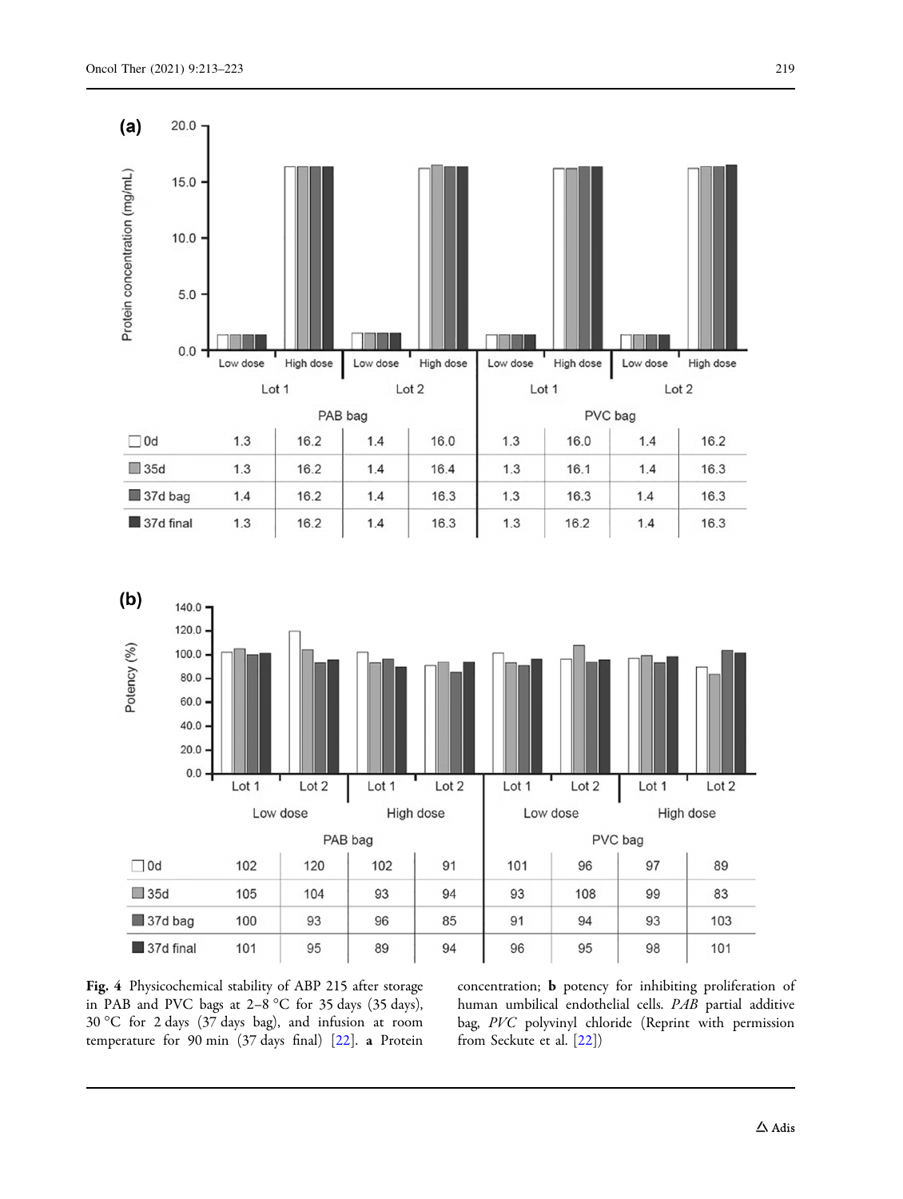**(a)**

| | PAB bag | | | | PVC bag | | | |
|---|---|---|---|---|---|---|---|---|
| | Lot 1 | | Lot 2 | | Lot 1 | | Lot 2 | |
| | Low dose | High dose | Low dose | High dose | Low dose | High dose | Low dose | High dose |
| 0d | 1.3 | 16.2 | 1.4 | 16.0 | 1.3 | 16.0 | 1.4 | 16.2 |
| 35d | 1.3 | 16.2 | 1.4 | 16.4 | 1.3 | 16.1 | 1.4 | 16.3 |
| 37d bag | 1.4 | 16.2 | 1.4 | 16.3 | 1.3 | 16.3 | 1.4 | 16.3 |
| 37d final | 1.3 | 16.2 | 1.4 | 16.3 | 1.3 | 16.2 | 1.4 | 16.3 |

**(b)**

| | PAB bag | | | | PVC bag | | | |
|---|---|---|---|---|---|---|---|---|
| | Low dose | | High dose | | Low dose | | High dose | |
| | Lot 1 | Lot 2 | Lot 1 | Lot 2 | Lot 1 | Lot 2 | Lot 1 | Lot 2 |
| 0d | 102 | 120 | 102 | 91 | 101 | 96 | 97 | 89 |
| 35d | 105 | 104 | 93 | 94 | 93 | 108 | 99 | 83 |
| 37d bag | 100 | 93 | 96 | 85 | 91 | 94 | 93 | 103 |
| 37d final | 101 | 95 | 89 | 94 | 96 | 95 | 98 | 101 |

**Fig. 4** Physicochemical stability of ABP 215 after storage in PAB and PVC bags at 2–8 °C for 35 days (35 days), 30 °C for 2 days (37 days bag), and infusion at room temperature for 90 min (37 days final) [22]. **a** Protein concentration; **b** potency for inhibiting proliferation of human umbilical endothelial cells. *PAB* partial additive bag, *PVC* polyvinyl chloride (Reprint with permission from Seckute et al. [22])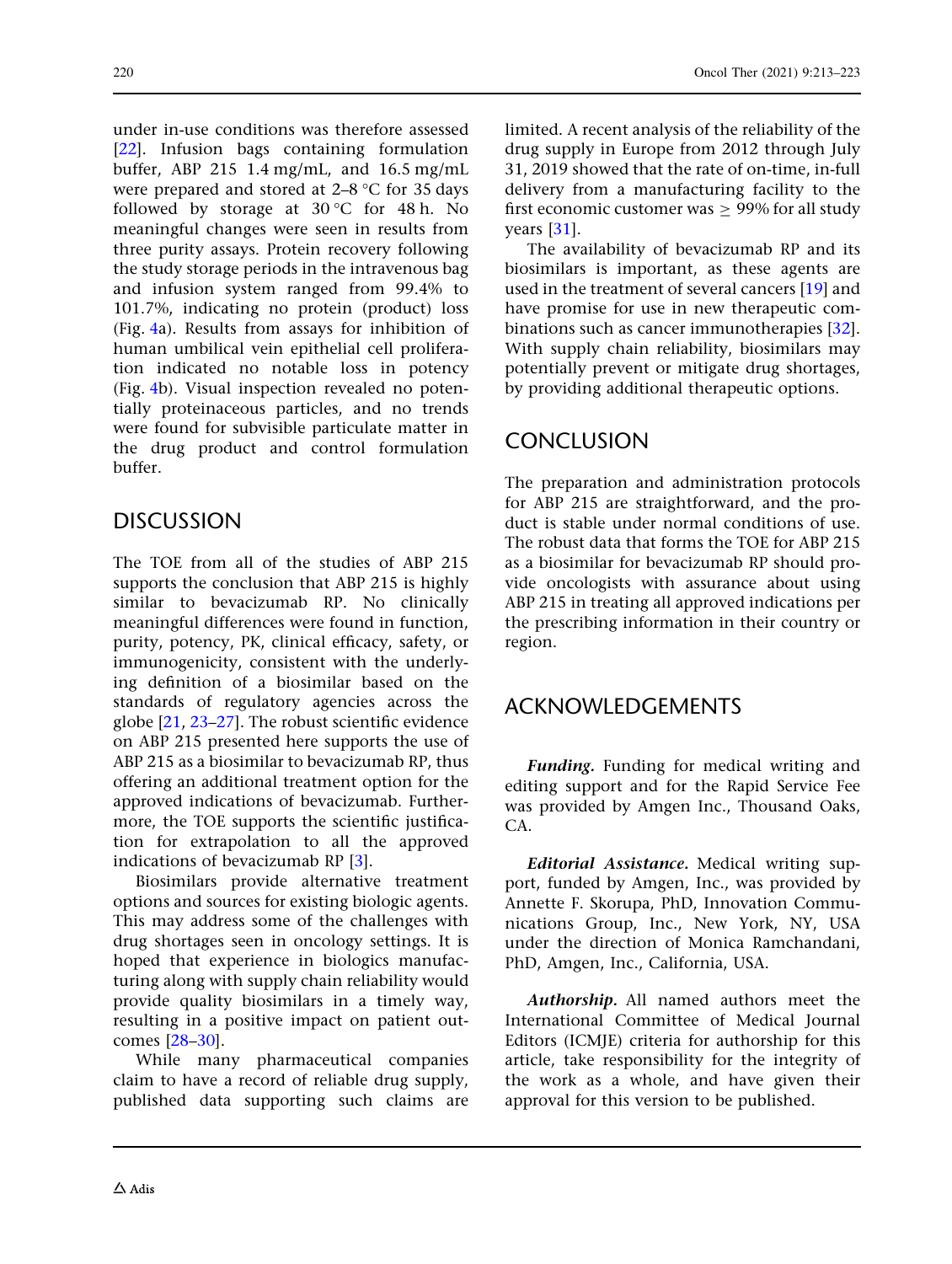under in-use conditions was therefore assessed [22]. Infusion bags containing formulation buffer, ABP 215 1.4 mg/mL, and 16.5 mg/mL were prepared and stored at 2–8 °C for 35 days followed by storage at 30 °C for 48 h. No meaningful changes were seen in results from three purity assays. Protein recovery following the study storage periods in the intravenous bag and infusion system ranged from 99.4% to 101.7%, indicating no protein (product) loss (Fig. 4a). Results from assays for inhibition of human umbilical vein epithelial cell proliferation indicated no notable loss in potency (Fig. 4b). Visual inspection revealed no potentially proteinaceous particles, and no trends were found for subvisible particulate matter in the drug product and control formulation buffer.

## DISCUSSION

The TOE from all of the studies of ABP 215 supports the conclusion that ABP 215 is highly similar to bevacizumab RP. No clinically meaningful differences were found in function, purity, potency, PK, clinical efficacy, safety, or immunogenicity, consistent with the underlying definition of a biosimilar based on the standards of regulatory agencies across the globe [21, 23–27]. The robust scientific evidence on ABP 215 presented here supports the use of ABP 215 as a biosimilar to bevacizumab RP, thus offering an additional treatment option for the approved indications of bevacizumab. Furthermore, the TOE supports the scientific justification for extrapolation to all the approved indications of bevacizumab RP [3].

Biosimilars provide alternative treatment options and sources for existing biologic agents. This may address some of the challenges with drug shortages seen in oncology settings. It is hoped that experience in biologics manufacturing along with supply chain reliability would provide quality biosimilars in a timely way, resulting in a positive impact on patient outcomes [28–30].

While many pharmaceutical companies claim to have a record of reliable drug supply, published data supporting such claims are limited. A recent analysis of the reliability of the drug supply in Europe from 2012 through July 31, 2019 showed that the rate of on-time, in-full delivery from a manufacturing facility to the first economic customer was $\geq$ 99% for all study years [31].

The availability of bevacizumab RP and its biosimilars is important, as these agents are used in the treatment of several cancers [19] and have promise for use in new therapeutic combinations such as cancer immunotherapies [32]. With supply chain reliability, biosimilars may potentially prevent or mitigate drug shortages, by providing additional therapeutic options.

## CONCLUSION

The preparation and administration protocols for ABP 215 are straightforward, and the product is stable under normal conditions of use. The robust data that forms the TOE for ABP 215 as a biosimilar for bevacizumab RP should provide oncologists with assurance about using ABP 215 in treating all approved indications per the prescribing information in their country or region.

## ACKNOWLEDGEMENTS

***Funding.*** Funding for medical writing and editing support and for the Rapid Service Fee was provided by Amgen Inc., Thousand Oaks, CA.

***Editorial Assistance.*** Medical writing support, funded by Amgen, Inc., was provided by Annette F. Skorupa, PhD, Innovation Communications Group, Inc., New York, NY, USA under the direction of Monica Ramchandani, PhD, Amgen, Inc., California, USA.

***Authorship.*** All named authors meet the International Committee of Medical Journal Editors (ICMJE) criteria for authorship for this article, take responsibility for the integrity of the work as a whole, and have given their approval for this version to be published.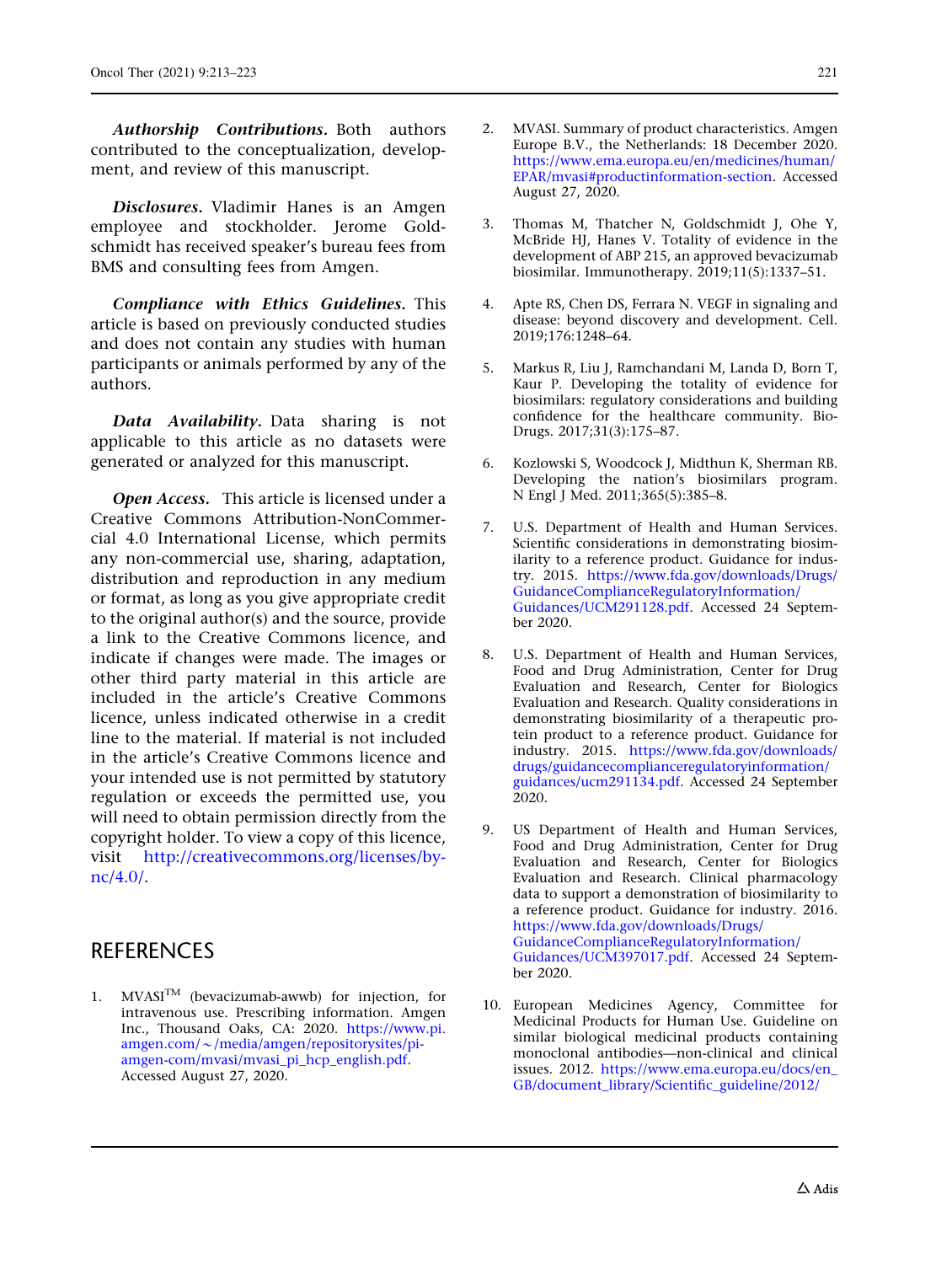***Authorship Contributions.*** Both authors contributed to the conceptualization, development, and review of this manuscript.

***Disclosures.*** Vladimir Hanes is an Amgen employee and stockholder. Jerome Goldschmidt has received speaker's bureau fees from BMS and consulting fees from Amgen.

***Compliance with Ethics Guidelines.*** This article is based on previously conducted studies and does not contain any studies with human participants or animals performed by any of the authors.

***Data Availability.*** Data sharing is not applicable to this article as no datasets were generated or analyzed for this manuscript.

***Open Access.*** This article is licensed under a Creative Commons Attribution-NonCommercial 4.0 International License, which permits any non-commercial use, sharing, adaptation, distribution and reproduction in any medium or format, as long as you give appropriate credit to the original author(s) and the source, provide a link to the Creative Commons licence, and indicate if changes were made. The images or other third party material in this article are included in the article's Creative Commons licence, unless indicated otherwise in a credit line to the material. If material is not included in the article's Creative Commons licence and your intended use is not permitted by statutory regulation or exceeds the permitted use, you will need to obtain permission directly from the copyright holder. To view a copy of this licence, visit http://creativecommons.org/licenses/by-nc/4.0/.

## REFERENCES

1. MVASI™ (bevacizumab-awwb) for injection, for intravenous use. Prescribing information. Amgen Inc., Thousand Oaks, CA: 2020. https://www.pi.amgen.com/~/media/amgen/repositorysites/pi-amgen-com/mvasi/mvasi_pi_hcp_english.pdf. Accessed August 27, 2020.

2. MVASI. Summary of product characteristics. Amgen Europe B.V., the Netherlands: 18 December 2020. https://www.ema.europa.eu/en/medicines/human/EPAR/mvasi#productinformation-section. Accessed August 27, 2020.

3. Thomas M, Thatcher N, Goldschmidt J, Ohe Y, McBride HJ, Hanes V. Totality of evidence in the development of ABP 215, an approved bevacizumab biosimilar. Immunotherapy. 2019;11(5):1337–51.

4. Apte RS, Chen DS, Ferrara N. VEGF in signaling and disease: beyond discovery and development. Cell. 2019;176:1248–64.

5. Markus R, Liu J, Ramchandani M, Landa D, Born T, Kaur P. Developing the totality of evidence for biosimilars: regulatory considerations and building confidence for the healthcare community. BioDrugs. 2017;31(3):175–87.

6. Kozlowski S, Woodcock J, Midthun K, Sherman RB. Developing the nation's biosimilars program. N Engl J Med. 2011;365(5):385–8.

7. U.S. Department of Health and Human Services. Scientific considerations in demonstrating biosimilarity to a reference product. Guidance for industry. 2015. https://www.fda.gov/downloads/Drugs/GuidanceComplianceRegulatoryInformation/Guidances/UCM291128.pdf. Accessed 24 September 2020.

8. U.S. Department of Health and Human Services, Food and Drug Administration, Center for Drug Evaluation and Research, Center for Biologics Evaluation and Research. Quality considerations in demonstrating biosimilarity of a therapeutic protein product to a reference product. Guidance for industry. 2015. https://www.fda.gov/downloads/drugs/guidancecomplianceregulatoryinformation/guidances/ucm291134.pdf. Accessed 24 September 2020.

9. US Department of Health and Human Services, Food and Drug Administration, Center for Drug Evaluation and Research, Center for Biologics Evaluation and Research. Clinical pharmacology data to support a demonstration of biosimilarity to a reference product. Guidance for industry. 2016. https://www.fda.gov/downloads/Drugs/GuidanceComplianceRegulatoryInformation/Guidances/UCM397017.pdf. Accessed 24 September 2020.

10. European Medicines Agency, Committee for Medicinal Products for Human Use. Guideline on similar biological medicinal products containing monoclonal antibodies—non-clinical and clinical issues. 2012. https://www.ema.europa.eu/docs/en_GB/document_library/Scientific_guideline/2012/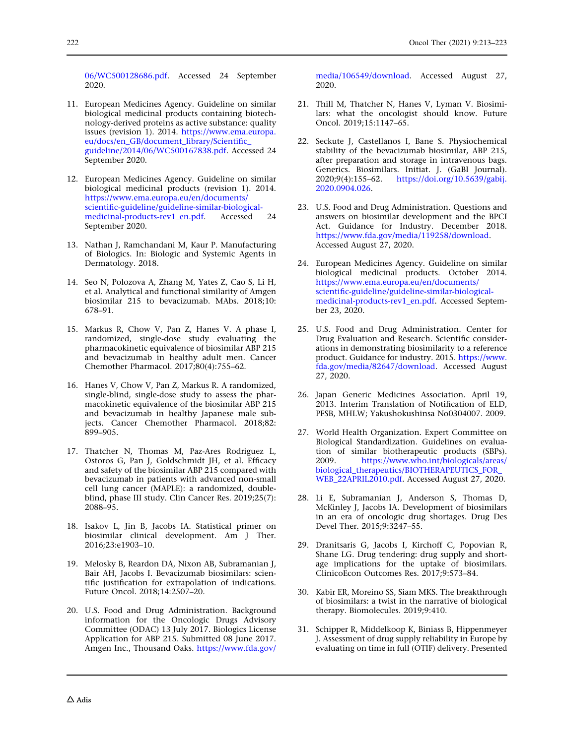06/WC500128686.pdf. Accessed 24 September 2020.

11. European Medicines Agency. Guideline on similar biological medicinal products containing biotechnology-derived proteins as active substance: quality issues (revision 1). 2014. https://www.ema.europa.eu/docs/en_GB/document_library/Scientific_guideline/2014/06/WC500167838.pdf. Accessed 24 September 2020.

12. European Medicines Agency. Guideline on similar biological medicinal products (revision 1). 2014. https://www.ema.europa.eu/en/documents/scientific-guideline/guideline-similar-biological-medicinal-products-rev1_en.pdf. Accessed 24 September 2020.

13. Nathan J, Ramchandani M, Kaur P. Manufacturing of Biologics. In: Biologic and Systemic Agents in Dermatology. 2018.

14. Seo N, Polozova A, Zhang M, Yates Z, Cao S, Li H, et al. Analytical and functional similarity of Amgen biosimilar 215 to bevacizumab. MAbs. 2018;10:678–91.

15. Markus R, Chow V, Pan Z, Hanes V. A phase I, randomized, single-dose study evaluating the pharmacokinetic equivalence of biosimilar ABP 215 and bevacizumab in healthy adult men. Cancer Chemother Pharmacol. 2017;80(4):755–62.

16. Hanes V, Chow V, Pan Z, Markus R. A randomized, single-blind, single-dose study to assess the pharmacokinetic equivalence of the biosimilar ABP 215 and bevacizumab in healthy Japanese male subjects. Cancer Chemother Pharmacol. 2018;82:899–905.

17. Thatcher N, Thomas M, Paz-Ares Rodriguez L, Ostoros G, Pan J, Goldschmidt JH, et al. Efficacy and safety of the biosimilar ABP 215 compared with bevacizumab in patients with advanced non-small cell lung cancer (MAPLE): a randomized, double-blind, phase III study. Clin Cancer Res. 2019;25(7):2088–95.

18. Isakov L, Jin B, Jacobs IA. Statistical primer on biosimilar clinical development. Am J Ther. 2016;23:e1903–10.

19. Melosky B, Reardon DA, Nixon AB, Subramanian J, Bair AH, Jacobs I. Bevacizumab biosimilars: scientific justification for extrapolation of indications. Future Oncol. 2018;14:2507–20.

20. U.S. Food and Drug Administration. Background information for the Oncologic Drugs Advisory Committee (ODAC) 13 July 2017. Biologics License Application for ABP 215. Submitted 08 June 2017. Amgen Inc., Thousand Oaks. https://www.fda.gov/media/106549/download. Accessed August 27, 2020.

21. Thill M, Thatcher N, Hanes V, Lyman V. Biosimilars: what the oncologist should know. Future Oncol. 2019;15:1147–65.

22. Seckute J, Castellanos I, Bane S. Physiochemical stability of the bevacizumab biosimilar, ABP 215, after preparation and storage in intravenous bags. Generics. Biosimilars. Initiat. J. (GaBI Journal). 2020;9(4):155–62. https://doi.org/10.5639/gabij.2020.0904.026.

23. U.S. Food and Drug Administration. Questions and answers on biosimilar development and the BPCI Act. Guidance for Industry. December 2018. https://www.fda.gov/media/119258/download. Accessed August 27, 2020.

24. European Medicines Agency. Guideline on similar biological medicinal products. October 2014. https://www.ema.europa.eu/en/documents/scientific-guideline/guideline-similar-biological-medicinal-products-rev1_en.pdf. Accessed September 23, 2020.

25. U.S. Food and Drug Administration. Center for Drug Evaluation and Research. Scientific considerations in demonstrating biosimilarity to a reference product. Guidance for industry. 2015. https://www.fda.gov/media/82647/download. Accessed August 27, 2020.

26. Japan Generic Medicines Association. April 19, 2013. Interim Translation of Notification of ELD, PFSB, MHLW; Yakushokushinsa No0304007. 2009.

27. World Health Organization. Expert Committee on Biological Standardization. Guidelines on evaluation of similar biotherapeutic products (SBPs). 2009. https://www.who.int/biologicals/areas/biological_therapeutics/BIOTHERAPEUTICS_FOR_WEB_22APRIL2010.pdf. Accessed August 27, 2020.

28. Li E, Subramanian J, Anderson S, Thomas D, McKinley J, Jacobs IA. Development of biosimilars in an era of oncologic drug shortages. Drug Des Devel Ther. 2015;9:3247–55.

29. Dranitsaris G, Jacobs I, Kirchoff C, Popovian R, Shane LG. Drug tendering: drug supply and shortage implications for the uptake of biosimilars. ClinicoEcon Outcomes Res. 2017;9:573–84.

30. Kabir ER, Moreino SS, Siam MKS. The breakthrough of biosimilars: a twist in the narrative of biological therapy. Biomolecules. 2019;9:410.

31. Schipper R, Middelkoop K, Biniass B, Hippenmeyer J. Assessment of drug supply reliability in Europe by evaluating on time in full (OTIF) delivery. Presented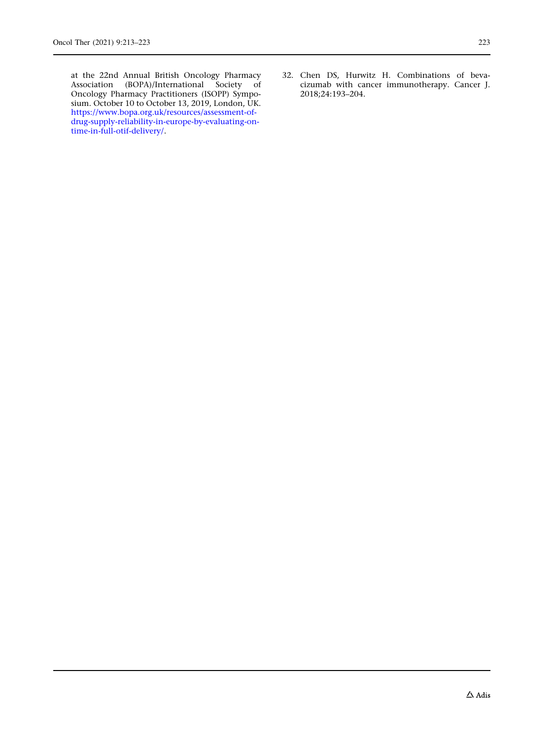at the 22nd Annual British Oncology Pharmacy Association (BOPA)/International Society of Oncology Pharmacy Practitioners (ISOPP) Symposium. October 10 to October 13, 2019, London, UK. https://www.bopa.org.uk/resources/assessment-of-drug-supply-reliability-in-europe-by-evaluating-on-time-in-full-otif-delivery/.

32. Chen DS, Hurwitz H. Combinations of bevacizumab with cancer immunotherapy. Cancer J. 2018;24:193–204.